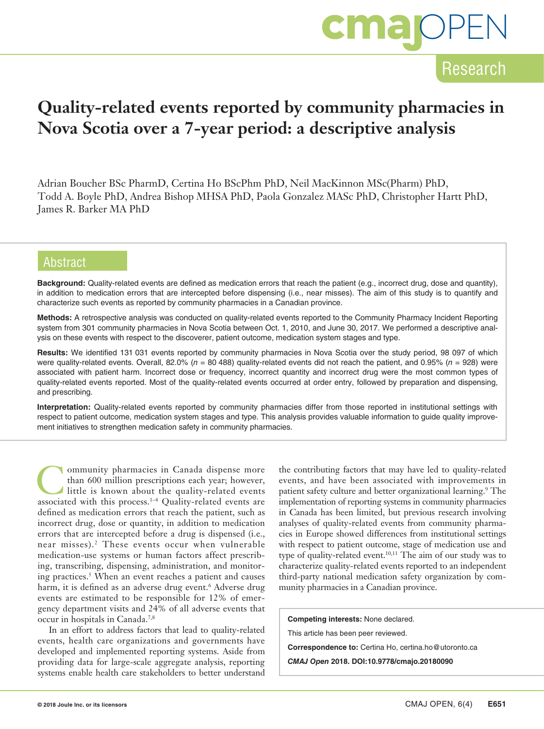Research

# Quality-related events reported by community pharmacies in Nova Scotia over a 7-year period: a descriptive analysis

Adrian Boucher BSc PharmD, Certina Ho BScPhm PhD, Neil MacKinnon MSc(Pharm) PhD, Todd A. Boyle PhD, Andrea Bishop MHSA PhD, Paola Gonzalez MASc PhD, Christopher Hartt PhD, James R. Barker MA PhD

## Abstract

**Background:** Quality-related events are defined as medication errors that reach the patient (e.g., incorrect drug, dose and quantity), in addition to medication errors that are intercepted before dispensing (i.e., near misses). The aim of this study is to quantify and characterize such events as reported by community pharmacies in a Canadian province.

**Methods:** A retrospective analysis was conducted on quality-related events reported to the Community Pharmacy Incident Reporting system from 301 community pharmacies in Nova Scotia between Oct. 1, 2010, and June 30, 2017. We performed a descriptive analysis on these events with respect to the discoverer, patient outcome, medication system stages and type.

**Results:** We identified 131 031 events reported by community pharmacies in Nova Scotia over the study period, 98 097 of which were quality-related events. Overall, 82.0% (*n* = 80 488) quality-related events did not reach the patient, and 0.95% (*n* = 928) were associated with patient harm. Incorrect dose or frequency, incorrect quantity and incorrect drug were the most common types of quality-related events reported. Most of the quality-related events occurred at order entry, followed by preparation and dispensing, and prescribing.

**Interpretation:** Quality-related events reported by community pharmacies differ from those reported in institutional settings with respect to patient outcome, medication system stages and type. This analysis provides valuable information to guide quality improvement initiatives to strengthen medication safety in community pharmacies.

Community pharmacies in Canada dispense more than 600 million prescriptions each year; however, little is known about the quality-related events associated with this process.[1–4] Quality-related events are defined as medication errors that reach the patient, such as incorrect drug, dose or quantity, in addition to medication errors that are intercepted before a drug is dispensed (i.e., near misses).[2] These events occur when vulnerable medication-use systems or human factors affect prescribing, transcribing, dispensing, administration, and monitoring practices.[5] When an event reaches a patient and causes harm, it is defined as an adverse drug event.[6] Adverse drug events are estimated to be responsible for 12% of emergency department visits and 24% of all adverse events that occur in hospitals in Canada.[7,8]

In an effort to address factors that lead to quality-related events, health care organizations and governments have developed and implemented reporting systems. Aside from providing data for large-scale aggregate analysis, reporting systems enable health care stakeholders to better understand the contributing factors that may have led to quality-related events, and have been associated with improvements in patient safety culture and better organizational learning.[9] The implementation of reporting systems in community pharmacies in Canada has been limited, but previous research involving analyses of quality-related events from community pharmacies in Europe showed differences from institutional settings with respect to patient outcome, stage of medication use and type of quality-related event.[10,11] The aim of our study was to characterize quality-related events reported to an independent third-party national medication safety organization by community pharmacies in a Canadian province.

**Competing interests:** None declared.

This article has been peer reviewed.

**Correspondence to:** Certina Ho, certina.ho@utoronto.ca

***CMAJ Open*** **2018. DOI:10.9778/cmajo.20180090**

© 2018 Joule Inc. or its licensors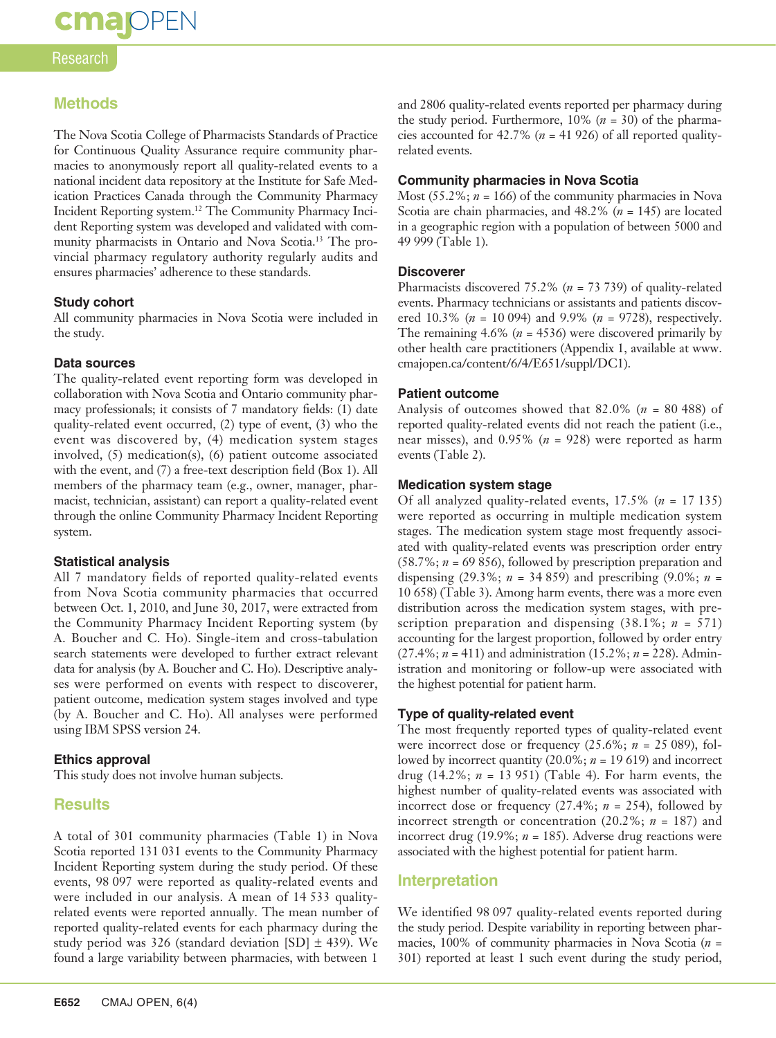## Methods

The Nova Scotia College of Pharmacists Standards of Practice for Continuous Quality Assurance require community pharmacies to anonymously report all quality-related events to a national incident data repository at the Institute for Safe Medication Practices Canada through the Community Pharmacy Incident Reporting system.[12] The Community Pharmacy Incident Reporting system was developed and validated with community pharmacists in Ontario and Nova Scotia.[13] The provincial pharmacy regulatory authority regularly audits and ensures pharmacies' adherence to these standards.

### Study cohort

All community pharmacies in Nova Scotia were included in the study.

### Data sources

The quality-related event reporting form was developed in collaboration with Nova Scotia and Ontario community pharmacy professionals; it consists of 7 mandatory fields: (1) date quality-related event occurred, (2) type of event, (3) who the event was discovered by, (4) medication system stages involved, (5) medication(s), (6) patient outcome associated with the event, and (7) a free-text description field (Box 1). All members of the pharmacy team (e.g., owner, manager, pharmacist, technician, assistant) can report a quality-related event through the online Community Pharmacy Incident Reporting system.

### Statistical analysis

All 7 mandatory fields of reported quality-related events from Nova Scotia community pharmacies that occurred between Oct. 1, 2010, and June 30, 2017, were extracted from the Community Pharmacy Incident Reporting system (by A. Boucher and C. Ho). Single-item and cross-tabulation search statements were developed to further extract relevant data for analysis (by A. Boucher and C. Ho). Descriptive analyses were performed on events with respect to discoverer, patient outcome, medication system stages involved and type (by A. Boucher and C. Ho). All analyses were performed using IBM SPSS version 24.

### Ethics approval

This study does not involve human subjects.

## Results

A total of 301 community pharmacies (Table 1) in Nova Scotia reported 131 031 events to the Community Pharmacy Incident Reporting system during the study period. Of these events, 98 097 were reported as quality-related events and were included in our analysis. A mean of 14 533 quality-related events were reported annually. The mean number of reported quality-related events for each pharmacy during the study period was 326 (standard deviation [SD] ± 439). We found a large variability between pharmacies, with between 1 and 2806 quality-related events reported per pharmacy during the study period. Furthermore, 10% (*n* = 30) of the pharmacies accounted for 42.7% (*n* = 41 926) of all reported quality-related events.

### Community pharmacies in Nova Scotia

Most (55.2%; *n* = 166) of the community pharmacies in Nova Scotia are chain pharmacies, and 48.2% (*n* = 145) are located in a geographic region with a population of between 5000 and 49 999 (Table 1).

### Discoverer

Pharmacists discovered 75.2% (*n* = 73 739) of quality-related events. Pharmacy technicians or assistants and patients discovered 10.3% (*n* = 10 094) and 9.9% (*n* = 9728), respectively. The remaining 4.6% (*n* = 4536) were discovered primarily by other health care practitioners (Appendix 1, available at www.cmajopen.ca/content/6/4/E651/suppl/DC1).

### Patient outcome

Analysis of outcomes showed that 82.0% (*n* = 80 488) of reported quality-related events did not reach the patient (i.e., near misses), and 0.95% (*n* = 928) were reported as harm events (Table 2).

### Medication system stage

Of all analyzed quality-related events, 17.5% (*n* = 17 135) were reported as occurring in multiple medication system stages. The medication system stage most frequently associated with quality-related events was prescription order entry (58.7%; *n* = 69 856), followed by prescription preparation and dispensing (29.3%; *n* = 34 859) and prescribing (9.0%; *n* = 10 658) (Table 3). Among harm events, there was a more even distribution across the medication system stages, with prescription preparation and dispensing (38.1%; *n* = 571) accounting for the largest proportion, followed by order entry (27.4%; *n* = 411) and administration (15.2%; *n* = 228). Administration and monitoring or follow-up were associated with the highest potential for patient harm.

### Type of quality-related event

The most frequently reported types of quality-related event were incorrect dose or frequency (25.6%; *n* = 25 089), followed by incorrect quantity (20.0%; *n* = 19 619) and incorrect drug (14.2%; *n* = 13 951) (Table 4). For harm events, the highest number of quality-related events was associated with incorrect dose or frequency (27.4%; *n* = 254), followed by incorrect strength or concentration (20.2%; *n* = 187) and incorrect drug (19.9%; *n* = 185). Adverse drug reactions were associated with the highest potential for patient harm.

## Interpretation

We identified 98 097 quality-related events reported during the study period. Despite variability in reporting between pharmacies, 100% of community pharmacies in Nova Scotia (*n* = 301) reported at least 1 such event during the study period,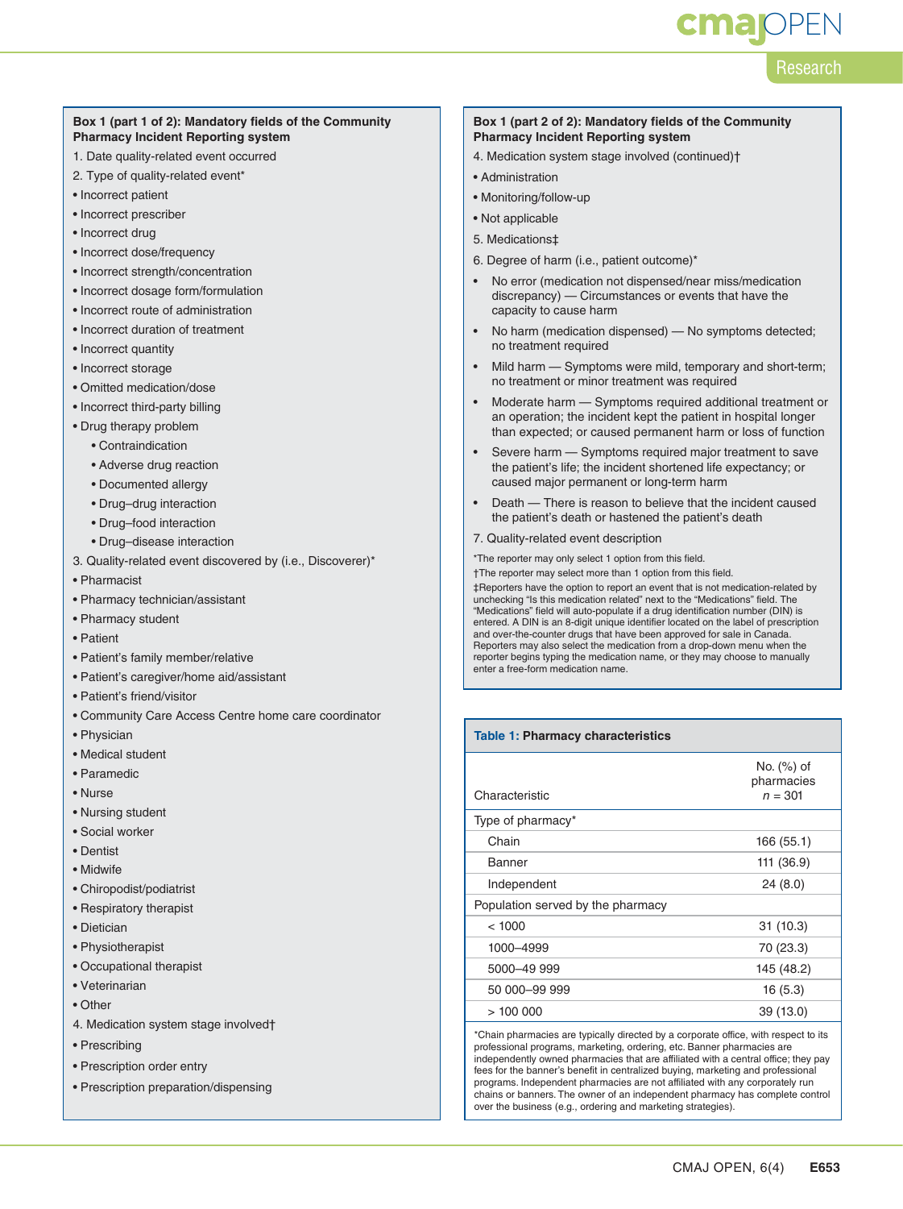**Box 1 (part 1 of 2): Mandatory fields of the Community Pharmacy Incident Reporting system**

1. Date quality-related event occurred
2. Type of quality-related event*

- Incorrect patient
- Incorrect prescriber
- Incorrect drug
- Incorrect dose/frequency
- Incorrect strength/concentration
- Incorrect dosage form/formulation
- Incorrect route of administration
- Incorrect duration of treatment
- Incorrect quantity
- Incorrect storage
- Omitted medication/dose
- Incorrect third-party billing
- Drug therapy problem
  - Contraindication
  - Adverse drug reaction
  - Documented allergy
  - Drug–drug interaction
  - Drug–food interaction
  - Drug–disease interaction

3. Quality-related event discovered by (i.e., Discoverer)*

- Pharmacist
- Pharmacy technician/assistant
- Pharmacy student
- Patient
- Patient's family member/relative
- Patient's caregiver/home aid/assistant
- Patient's friend/visitor
- Community Care Access Centre home care coordinator
- Physician
- Medical student
- Paramedic
- Nurse
- Nursing student
- Social worker
- Dentist
- Midwife
- Chiropodist/podiatrist
- Respiratory therapist
- Dietician
- Physiotherapist
- Occupational therapist
- Veterinarian
- Other

4. Medication system stage involved†

- Prescribing
- Prescription order entry
- Prescription preparation/dispensing

**Box 1 (part 2 of 2): Mandatory fields of the Community Pharmacy Incident Reporting system**

4. Medication system stage involved (continued)†

- Administration
- Monitoring/follow-up
- Not applicable

5. Medications‡
6. Degree of harm (i.e., patient outcome)*

- No error (medication not dispensed/near miss/medication discrepancy) — Circumstances or events that have the capacity to cause harm
- No harm (medication dispensed) — No symptoms detected; no treatment required
- Mild harm — Symptoms were mild, temporary and short-term; no treatment or minor treatment was required
- Moderate harm — Symptoms required additional treatment or an operation; the incident kept the patient in hospital longer than expected; or caused permanent harm or loss of function
- Severe harm — Symptoms required major treatment to save the patient's life; the incident shortened life expectancy; or caused major permanent or long-term harm
- Death — There is reason to believe that the incident caused the patient's death or hastened the patient's death

7. Quality-related event description

*The reporter may only select 1 option from this field.
†The reporter may select more than 1 option from this field.
‡Reporters have the option to report an event that is not medication-related by unchecking "Is this medication related" next to the "Medications" field. The "Medications" field will auto-populate if a drug identification number (DIN) is entered. A DIN is an 8-digit unique identifier located on the label of prescription and over-the-counter drugs that have been approved for sale in Canada. Reporters may also select the medication from a drop-down menu when the reporter begins typing the medication name, or they may choose to manually enter a free-form medication name.

**Table 1: Pharmacy characteristics**

| Characteristic | No. (%) of pharmacies $n = 301$ |
|---|---|
| Type of pharmacy* | |
| Chain | 166 (55.1) |
| Banner | 111 (36.9) |
| Independent | 24 (8.0) |
| Population served by the pharmacy | |
| < 1000 | 31 (10.3) |
| 1000–4999 | 70 (23.3) |
| 5000–49 999 | 145 (48.2) |
| 50 000–99 999 | 16 (5.3) |
| > 100 000 | 39 (13.0) |

*Chain pharmacies are typically directed by a corporate office, with respect to its professional programs, marketing, ordering, etc. Banner pharmacies are independently owned pharmacies that are affiliated with a central office; they pay fees for the banner's benefit in centralized buying, marketing and professional programs. Independent pharmacies are not affiliated with any corporately run chains or banners. The owner of an independent pharmacy has complete control over the business (e.g., ordering and marketing strategies).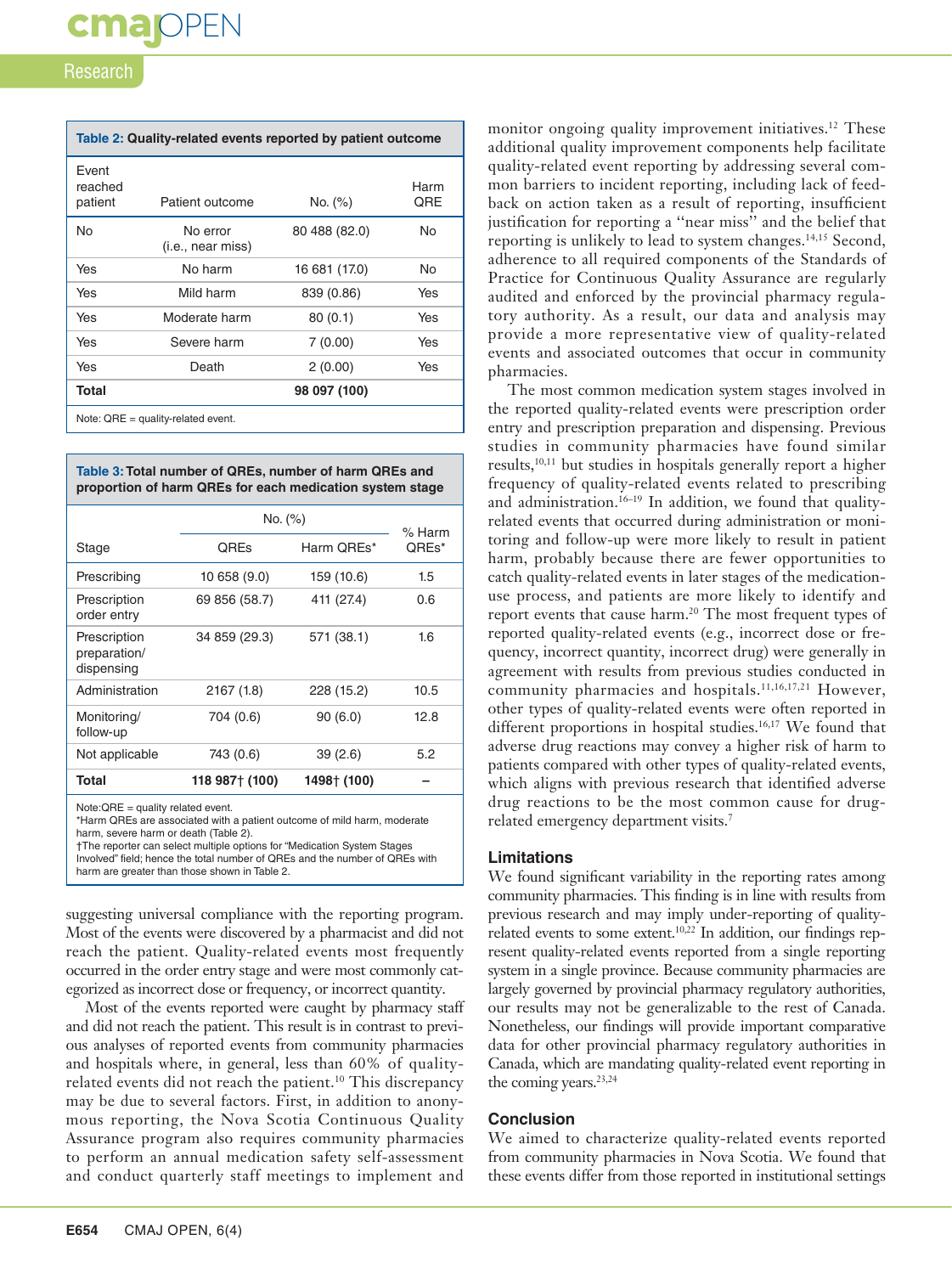**Table 2: Quality-related events reported by patient outcome**

| Event reached patient | Patient outcome | No. (%) | Harm QRE |
|---|---|---|---|
| No | No error (i.e., near miss) | 80 488 (82.0) | No |
| Yes | No harm | 16 681 (17.0) | No |
| Yes | Mild harm | 839 (0.86) | Yes |
| Yes | Moderate harm | 80 (0.1) | Yes |
| Yes | Severe harm | 7 (0.00) | Yes |
| Yes | Death | 2 (0.00) | Yes |
| **Total** | | **98 097 (100)** | |

Note: QRE = quality-related event.

**Table 3: Total number of QREs, number of harm QREs and proportion of harm QREs for each medication system stage**

| Stage | No. (%) | | % Harm QREs* |
|---|---|---|---|
| | QREs | Harm QREs* | |
| Prescribing | 10 658 (9.0) | 159 (10.6) | 1.5 |
| Prescription order entry | 69 856 (58.7) | 411 (27.4) | 0.6 |
| Prescription preparation/ dispensing | 34 859 (29.3) | 571 (38.1) | 1.6 |
| Administration | 2167 (1.8) | 228 (15.2) | 10.5 |
| Monitoring/ follow-up | 704 (0.6) | 90 (6.0) | 12.8 |
| Not applicable | 743 (0.6) | 39 (2.6) | 5.2 |
| **Total** | **118 987† (100)** | **1498† (100)** | – |

Note:QRE = quality related event.
*Harm QREs are associated with a patient outcome of mild harm, moderate harm, severe harm or death (Table 2).
†The reporter can select multiple options for "Medication System Stages Involved" field; hence the total number of QREs and the number of QREs with harm are greater than those shown in Table 2.

suggesting universal compliance with the reporting program. Most of the events were discovered by a pharmacist and did not reach the patient. Quality-related events most frequently occurred in the order entry stage and were most commonly categorized as incorrect dose or frequency, or incorrect quantity.

Most of the events reported were caught by pharmacy staff and did not reach the patient. This result is in contrast to previous analyses of reported events from community pharmacies and hospitals where, in general, less than 60% of quality-related events did not reach the patient.[10] This discrepancy may be due to several factors. First, in addition to anonymous reporting, the Nova Scotia Continuous Quality Assurance program also requires community pharmacies to perform an annual medication safety self-assessment and conduct quarterly staff meetings to implement and monitor ongoing quality improvement initiatives.[12] These additional quality improvement components help facilitate quality-related event reporting by addressing several common barriers to incident reporting, including lack of feedback on action taken as a result of reporting, insufficient justification for reporting a "near miss" and the belief that reporting is unlikely to lead to system changes.[14,15] Second, adherence to all required components of the Standards of Practice for Continuous Quality Assurance are regularly audited and enforced by the provincial pharmacy regulatory authority. As a result, our data and analysis may provide a more representative view of quality-related events and associated outcomes that occur in community pharmacies.

The most common medication system stages involved in the reported quality-related events were prescription order entry and prescription preparation and dispensing. Previous studies in community pharmacies have found similar results,[10,11] but studies in hospitals generally report a higher frequency of quality-related events related to prescribing and administration.[16–19] In addition, we found that quality-related events that occurred during administration or monitoring and follow-up were more likely to result in patient harm, probably because there are fewer opportunities to catch quality-related events in later stages of the medication-use process, and patients are more likely to identify and report events that cause harm.[20] The most frequent types of reported quality-related events (e.g., incorrect dose or frequency, incorrect quantity, incorrect drug) were generally in agreement with results from previous studies conducted in community pharmacies and hospitals.[11,16,17,21] However, other types of quality-related events were often reported in different proportions in hospital studies.[16,17] We found that adverse drug reactions may convey a higher risk of harm to patients compared with other types of quality-related events, which aligns with previous research that identified adverse drug reactions to be the most common cause for drug-related emergency department visits.[7]

## Limitations

We found significant variability in the reporting rates among community pharmacies. This finding is in line with results from previous research and may imply under-reporting of quality-related events to some extent.[10,22] In addition, our findings represent quality-related events reported from a single reporting system in a single province. Because community pharmacies are largely governed by provincial pharmacy regulatory authorities, our results may not be generalizable to the rest of Canada. Nonetheless, our findings will provide important comparative data for other provincial pharmacy regulatory authorities in Canada, which are mandating quality-related event reporting in the coming years.[23,24]

## Conclusion

We aimed to characterize quality-related events reported from community pharmacies in Nova Scotia. We found that these events differ from those reported in institutional settings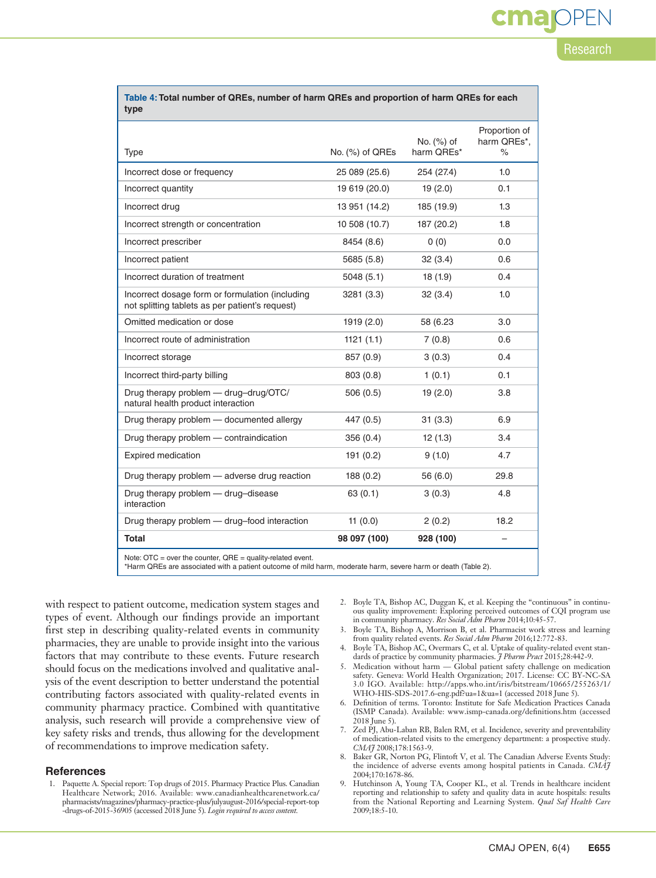**Table 4: Total number of QREs, number of harm QREs and proportion of harm QREs for each type**

| Type | No. (%) of QREs | No. (%) of harm QREs* | Proportion of harm QREs*, % |
|---|---|---|---|
| Incorrect dose or frequency | 25 089 (25.6) | 254 (27.4) | 1.0 |
| Incorrect quantity | 19 619 (20.0) | 19 (2.0) | 0.1 |
| Incorrect drug | 13 951 (14.2) | 185 (19.9) | 1.3 |
| Incorrect strength or concentration | 10 508 (10.7) | 187 (20.2) | 1.8 |
| Incorrect prescriber | 8454 (8.6) | 0 (0) | 0.0 |
| Incorrect patient | 5685 (5.8) | 32 (3.4) | 0.6 |
| Incorrect duration of treatment | 5048 (5.1) | 18 (1.9) | 0.4 |
| Incorrect dosage form or formulation (including not splitting tablets as per patient's request) | 3281 (3.3) | 32 (3.4) | 1.0 |
| Omitted medication or dose | 1919 (2.0) | 58 (6.23 | 3.0 |
| Incorrect route of administration | 1121 (1.1) | 7 (0.8) | 0.6 |
| Incorrect storage | 857 (0.9) | 3 (0.3) | 0.4 |
| Incorrect third-party billing | 803 (0.8) | 1 (0.1) | 0.1 |
| Drug therapy problem — drug–drug/OTC/ natural health product interaction | 506 (0.5) | 19 (2.0) | 3.8 |
| Drug therapy problem — documented allergy | 447 (0.5) | 31 (3.3) | 6.9 |
| Drug therapy problem — contraindication | 356 (0.4) | 12 (1.3) | 3.4 |
| Expired medication | 191 (0.2) | 9 (1.0) | 4.7 |
| Drug therapy problem — adverse drug reaction | 188 (0.2) | 56 (6.0) | 29.8 |
| Drug therapy problem — drug–disease interaction | 63 (0.1) | 3 (0.3) | 4.8 |
| Drug therapy problem — drug–food interaction | 11 (0.0) | 2 (0.2) | 18.2 |
| **Total** | **98 097 (100)** | **928 (100)** | – |

Note: OTC = over the counter, QRE = quality-related event.
*Harm QREs are associated with a patient outcome of mild harm, moderate harm, severe harm or death (Table 2).

with respect to patient outcome, medication system stages and types of event. Although our findings provide an important first step in describing quality-related events in community pharmacies, they are unable to provide insight into the various factors that may contribute to these events. Future research should focus on the medications involved and qualitative analysis of the event description to better understand the potential contributing factors associated with quality-related events in community pharmacy practice. Combined with quantitative analysis, such research will provide a comprehensive view of key safety risks and trends, thus allowing for the development of recommendations to improve medication safety.

## References

1. Paquette A. Special report: Top drugs of 2015. Pharmacy Practice Plus. Canadian Healthcare Network; 2016. Available: www.canadianhealthcarenetwork.ca/pharmacists/magazines/pharmacy-practice-plus/julyaugust-2016/special-report-top-drugs-of-2015-36905 (accessed 2018 June 5). *Login required to access content.*
2. Boyle TA, Bishop AC, Duggan K, et al. Keeping the "continuous" in continuous quality improvement: Exploring perceived outcomes of CQI program use in community pharmacy. *Res Social Adm Pharm* 2014;10:45-57.
3. Boyle TA, Bishop A, Morrison B, et al. Pharmacist work stress and learning from quality related events. *Res Social Adm Pharm* 2016;12:772-83.
4. Boyle TA, Bishop AC, Overmars C, et al. Uptake of quality-related event standards of practice by community pharmacies. *J Pharm Pract* 2015;28:442-9.
5. Medication without harm — Global patient safety challenge on medication safety. Geneva: World Health Organization; 2017. License: CC BY-NC-SA 3.0 IGO. Available: http://apps.who.int/iris/bitstream/10665/255263/1/WHO-HIS-SDS-2017.6-eng.pdf?ua=1&ua=1 (accessed 2018 June 5).
6. Definition of terms. Toronto: Institute for Safe Medication Practices Canada (ISMP Canada). Available: www.ismp-canada.org/definitions.htm (accessed 2018 June 5).
7. Zed PJ, Abu-Laban RB, Balen RM, et al. Incidence, severity and preventability of medication-related visits to the emergency department: a prospective study. *CMAJ* 2008;178:1563-9.
8. Baker GR, Norton PG, Flintoft V, et al. The Canadian Adverse Events Study: the incidence of adverse events among hospital patients in Canada. *CMAJ* 2004;170:1678-86.
9. Hutchinson A, Young TA, Cooper KL, et al. Trends in healthcare incident reporting and relationship to safety and quality data in acute hospitals: results from the National Reporting and Learning System. *Qual Saf Health Care* 2009;18:5-10.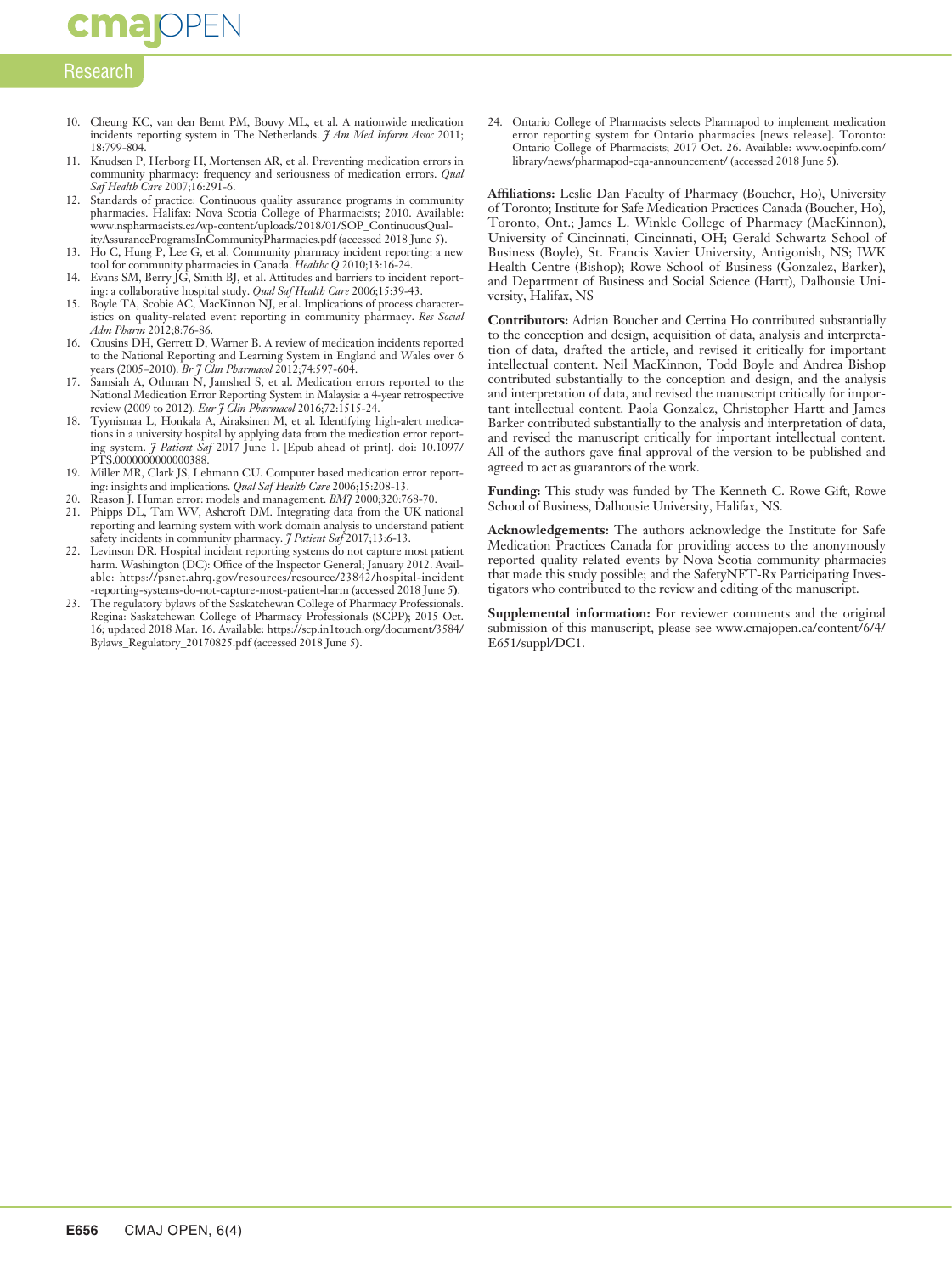10. Cheung KC, van den Bemt PM, Bouvy ML, et al. A nationwide medication incidents reporting system in The Netherlands. *J Am Med Inform Assoc* 2011; 18:799-804.
11. Knudsen P, Herborg H, Mortensen AR, et al. Preventing medication errors in community pharmacy: frequency and seriousness of medication errors. *Qual Saf Health Care* 2007;16:291-6.
12. Standards of practice: Continuous quality assurance programs in community pharmacies. Halifax: Nova Scotia College of Pharmacists; 2010. Available: www.nspharmacists.ca/wp-content/uploads/2018/01/SOP_ContinuousQualityAssuranceProgramsInCommunityPharmacies.pdf (accessed 2018 June 5).
13. Ho C, Hung P, Lee G, et al. Community pharmacy incident reporting: a new tool for community pharmacies in Canada. *Healthc Q* 2010;13:16-24.
14. Evans SM, Berry JG, Smith BJ, et al. Attitudes and barriers to incident reporting: a collaborative hospital study. *Qual Saf Health Care* 2006;15:39-43.
15. Boyle TA, Scobie AC, MacKinnon NJ, et al. Implications of process characteristics on quality-related event reporting in community pharmacy. *Res Social Adm Pharm* 2012;8:76-86.
16. Cousins DH, Gerrett D, Warner B. A review of medication incidents reported to the National Reporting and Learning System in England and Wales over 6 years (2005–2010). *Br J Clin Pharmacol* 2012;74:597-604.
17. Samsiah A, Othman N, Jamshed S, et al. Medication errors reported to the National Medication Error Reporting System in Malaysia: a 4-year retrospective review (2009 to 2012). *Eur J Clin Pharmacol* 2016;72:1515-24.
18. Tyynismaa L, Honkala A, Airaksinen M, et al. Identifying high-alert medications in a university hospital by applying data from the medication error reporting system. *J Patient Saf* 2017 June 1. [Epub ahead of print]. doi: 10.1097/PTS.0000000000000388.
19. Miller MR, Clark JS, Lehmann CU. Computer based medication error reporting: insights and implications. *Qual Saf Health Care* 2006;15:208-13.
20. Reason J. Human error: models and management. *BMJ* 2000;320:768-70.
21. Phipps DL, Tam WV, Ashcroft DM. Integrating data from the UK national reporting and learning system with work domain analysis to understand patient safety incidents in community pharmacy. *J Patient Saf* 2017;13:6-13.
22. Levinson DR. Hospital incident reporting systems do not capture most patient harm. Washington (DC): Office of the Inspector General; January 2012. Available: https://psnet.ahrq.gov/resources/resource/23842/hospital-incident-reporting-systems-do-not-capture-most-patient-harm (accessed 2018 June 5).
23. The regulatory bylaws of the Saskatchewan College of Pharmacy Professionals. Regina: Saskatchewan College of Pharmacy Professionals (SCPP); 2015 Oct. 16; updated 2018 Mar. 16. Available: https://scp.in1touch.org/document/3584/Bylaws_Regulatory_20170825.pdf (accessed 2018 June 5).
24. Ontario College of Pharmacists selects Pharmapod to implement medication error reporting system for Ontario pharmacies [news release]. Toronto: Ontario College of Pharmacists; 2017 Oct. 26. Available: www.ocpinfo.com/library/news/pharmapod-cqa-announcement/ (accessed 2018 June 5).

**Affiliations:** Leslie Dan Faculty of Pharmacy (Boucher, Ho), University of Toronto; Institute for Safe Medication Practices Canada (Boucher, Ho), Toronto, Ont.; James L. Winkle College of Pharmacy (MacKinnon), University of Cincinnati, Cincinnati, OH; Gerald Schwartz School of Business (Boyle), St. Francis Xavier University, Antigonish, NS; IWK Health Centre (Bishop); Rowe School of Business (Gonzalez, Barker), and Department of Business and Social Science (Hartt), Dalhousie University, Halifax, NS

**Contributors:** Adrian Boucher and Certina Ho contributed substantially to the conception and design, acquisition of data, analysis and interpretation of data, drafted the article, and revised it critically for important intellectual content. Neil MacKinnon, Todd Boyle and Andrea Bishop contributed substantially to the conception and design, and the analysis and interpretation of data, and revised the manuscript critically for important intellectual content. Paola Gonzalez, Christopher Hartt and James Barker contributed substantially to the analysis and interpretation of data, and revised the manuscript critically for important intellectual content. All of the authors gave final approval of the version to be published and agreed to act as guarantors of the work.

**Funding:** This study was funded by The Kenneth C. Rowe Gift, Rowe School of Business, Dalhousie University, Halifax, NS.

**Acknowledgements:** The authors acknowledge the Institute for Safe Medication Practices Canada for providing access to the anonymously reported quality-related events by Nova Scotia community pharmacies that made this study possible; and the SafetyNET-Rx Participating Investigators who contributed to the review and editing of the manuscript.

**Supplemental information:** For reviewer comments and the original submission of this manuscript, please see www.cmajopen.ca/content/6/4/E651/suppl/DC1.